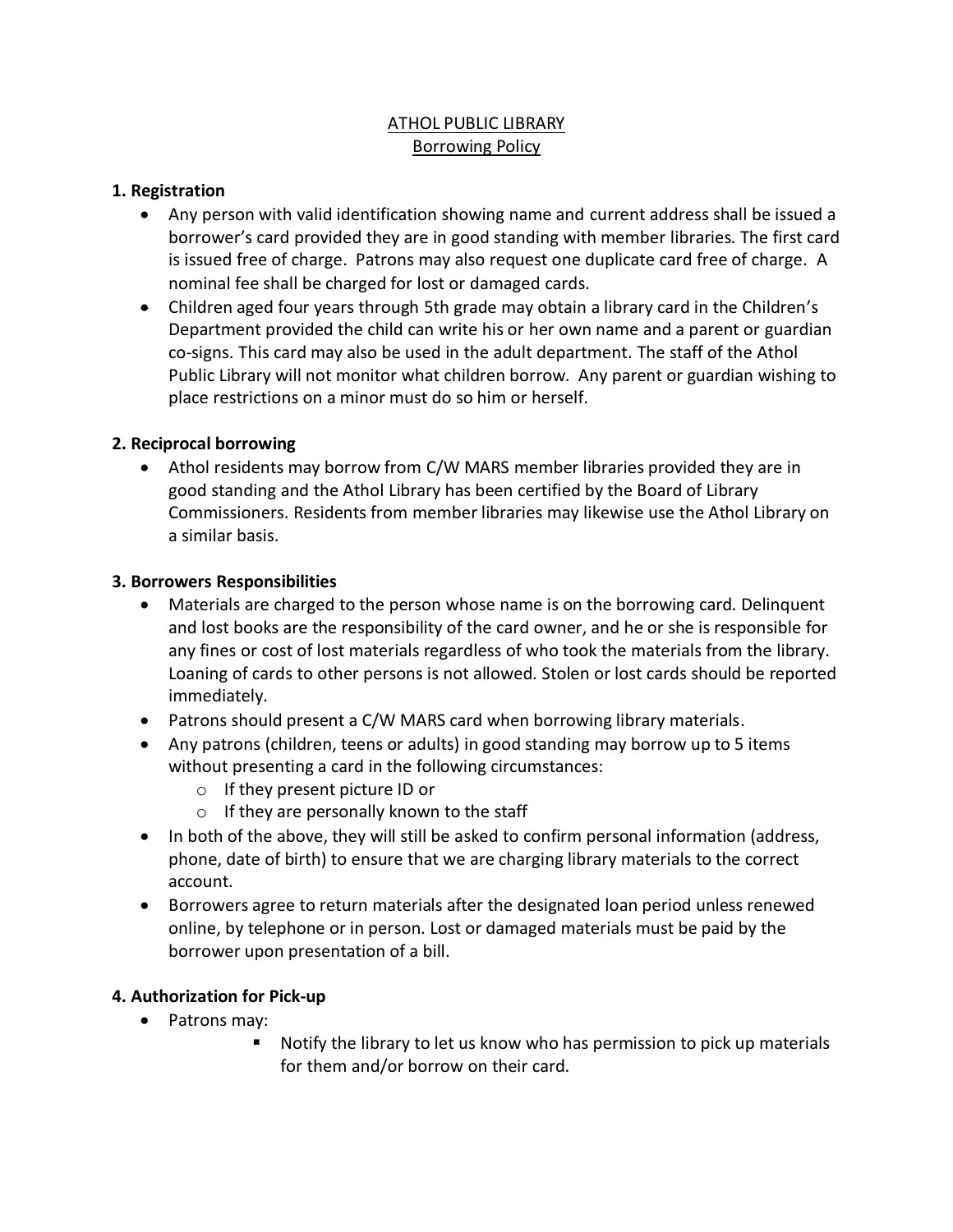# ATHOL PUBLIC LIBRARY

## Borrowing Policy

### 1. Registration

- Any person with valid identification showing name and current address shall be issued a borrower's card provided they are in good standing with member libraries. The first card is issued free of charge. Patrons may also request one duplicate card free of charge. A nominal fee shall be charged for lost or damaged cards.
- Children aged four years through 5th grade may obtain a library card in the Children's Department provided the child can write his or her own name and a parent or guardian co-signs. This card may also be used in the adult department. The staff of the Athol Public Library will not monitor what children borrow. Any parent or guardian wishing to place restrictions on a minor must do so him or herself.

### 2. Reciprocal borrowing

- Athol residents may borrow from C/W MARS member libraries provided they are in good standing and the Athol Library has been certified by the Board of Library Commissioners. Residents from member libraries may likewise use the Athol Library on a similar basis.

### 3. Borrowers Responsibilities

- Materials are charged to the person whose name is on the borrowing card. Delinquent and lost books are the responsibility of the card owner, and he or she is responsible for any fines or cost of lost materials regardless of who took the materials from the library. Loaning of cards to other persons is not allowed. Stolen or lost cards should be reported immediately.
- Patrons should present a C/W MARS card when borrowing library materials.
- Any patrons (children, teens or adults) in good standing may borrow up to 5 items without presenting a card in the following circumstances:
  - If they present picture ID or
  - If they are personally known to the staff
- In both of the above, they will still be asked to confirm personal information (address, phone, date of birth) to ensure that we are charging library materials to the correct account.
- Borrowers agree to return materials after the designated loan period unless renewed online, by telephone or in person. Lost or damaged materials must be paid by the borrower upon presentation of a bill.

### 4. Authorization for Pick-up

- Patrons may:
  - Notify the library to let us know who has permission to pick up materials for them and/or borrow on their card.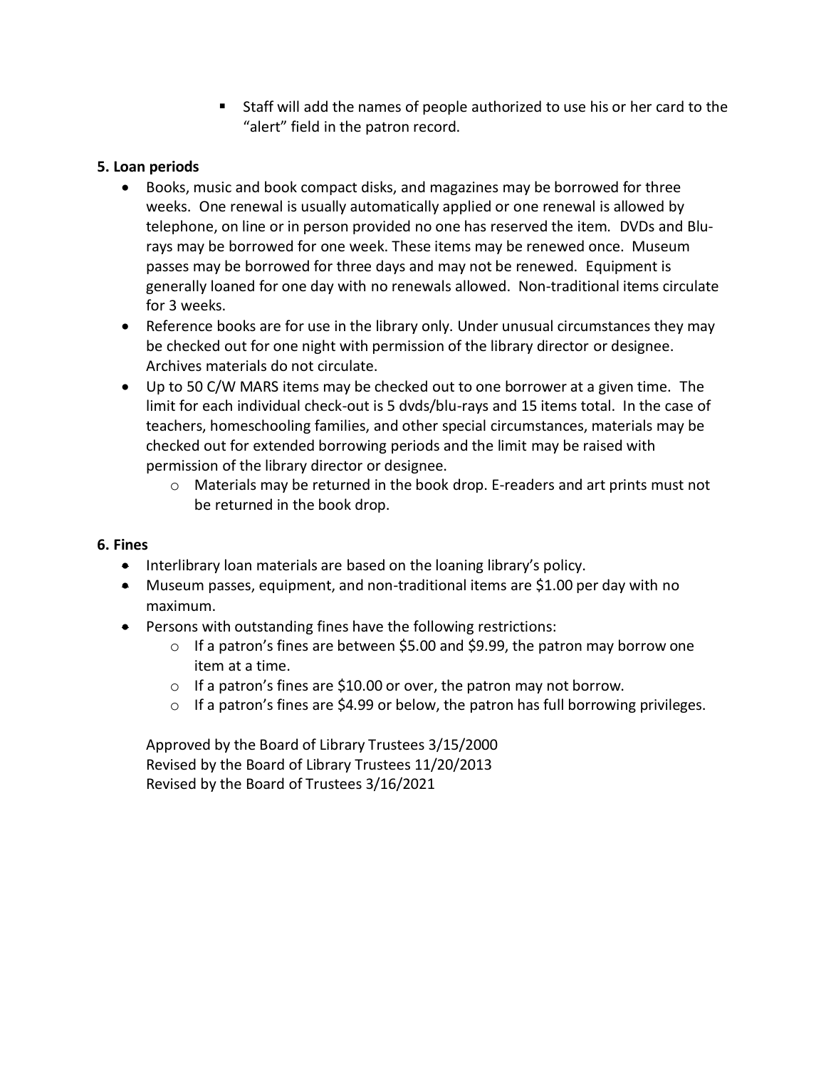- Staff will add the names of people authorized to use his or her card to the "alert" field in the patron record.

**5. Loan periods**

- Books, music and book compact disks, and magazines may be borrowed for three weeks. One renewal is usually automatically applied or one renewal is allowed by telephone, on line or in person provided no one has reserved the item. DVDs and Blu-rays may be borrowed for one week. These items may be renewed once. Museum passes may be borrowed for three days and may not be renewed. Equipment is generally loaned for one day with no renewals allowed. Non-traditional items circulate for 3 weeks.
- Reference books are for use in the library only. Under unusual circumstances they may be checked out for one night with permission of the library director or designee. Archives materials do not circulate.
- Up to 50 C/W MARS items may be checked out to one borrower at a given time. The limit for each individual check-out is 5 dvds/blu-rays and 15 items total. In the case of teachers, homeschooling families, and other special circumstances, materials may be checked out for extended borrowing periods and the limit may be raised with permission of the library director or designee.
    - Materials may be returned in the book drop. E-readers and art prints must not be returned in the book drop.

**6. Fines**

- Interlibrary loan materials are based on the loaning library's policy.
- Museum passes, equipment, and non-traditional items are $1.00 per day with no maximum.
- Persons with outstanding fines have the following restrictions:
    - If a patron's fines are between $5.00 and $9.99, the patron may borrow one item at a time.
    - If a patron's fines are $10.00 or over, the patron may not borrow.
    - If a patron's fines are $4.99 or below, the patron has full borrowing privileges.

Approved by the Board of Library Trustees 3/15/2000
Revised by the Board of Library Trustees 11/20/2013
Revised by the Board of Trustees 3/16/2021